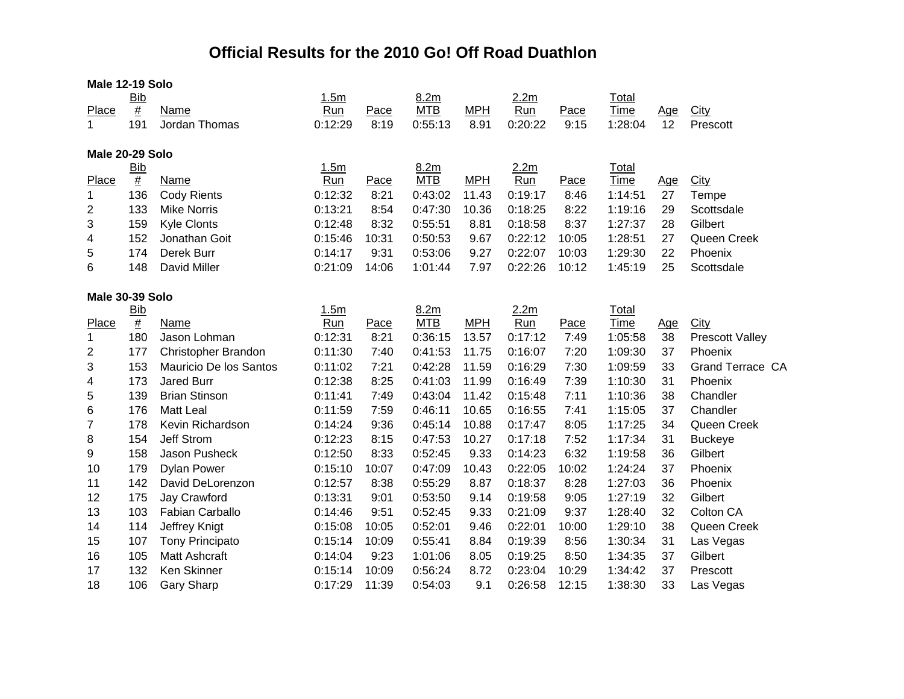# Official Results for the 2010 Go! Off Road Duathlon

### Male 12-19 Solo

| Place | Bib # | Name | 1.5m Run | Pace | 8.2m MTB | MPH | 2.2m Run | Pace | Total Time | Age | City |
|---|---|---|---|---|---|---|---|---|---|---|---|
| 1 | 191 | Jordan Thomas | 0:12:29 | 8:19 | 0:55:13 | 8.91 | 0:20:22 | 9:15 | 1:28:04 | 12 | Prescott |

### Male 20-29 Solo

| Place | Bib # | Name | 1.5m Run | Pace | 8.2m MTB | MPH | 2.2m Run | Pace | Total Time | Age | City |
|---|---|---|---|---|---|---|---|---|---|---|---|
| 1 | 136 | Cody Rients | 0:12:32 | 8:21 | 0:43:02 | 11.43 | 0:19:17 | 8:46 | 1:14:51 | 27 | Tempe |
| 2 | 133 | Mike Norris | 0:13:21 | 8:54 | 0:47:30 | 10.36 | 0:18:25 | 8:22 | 1:19:16 | 29 | Scottsdale |
| 3 | 159 | Kyle Clonts | 0:12:48 | 8:32 | 0:55:51 | 8.81 | 0:18:58 | 8:37 | 1:27:37 | 28 | Gilbert |
| 4 | 152 | Jonathan Goit | 0:15:46 | 10:31 | 0:50:53 | 9.67 | 0:22:12 | 10:05 | 1:28:51 | 27 | Queen Creek |
| 5 | 174 | Derek Burr | 0:14:17 | 9:31 | 0:53:06 | 9.27 | 0:22:07 | 10:03 | 1:29:30 | 22 | Phoenix |
| 6 | 148 | David Miller | 0:21:09 | 14:06 | 1:01:44 | 7.97 | 0:22:26 | 10:12 | 1:45:19 | 25 | Scottsdale |

### Male 30-39 Solo

| Place | Bib # | Name | 1.5m Run | Pace | 8.2m MTB | MPH | 2.2m Run | Pace | Total Time | Age | City |
|---|---|---|---|---|---|---|---|---|---|---|---|
| 1 | 180 | Jason Lohman | 0:12:31 | 8:21 | 0:36:15 | 13.57 | 0:17:12 | 7:49 | 1:05:58 | 38 | Prescott Valley |
| 2 | 177 | Christopher Brandon | 0:11:30 | 7:40 | 0:41:53 | 11.75 | 0:16:07 | 7:20 | 1:09:30 | 37 | Phoenix |
| 3 | 153 | Mauricio De los Santos | 0:11:02 | 7:21 | 0:42:28 | 11.59 | 0:16:29 | 7:30 | 1:09:59 | 33 | Grand Terrace CA |
| 4 | 173 | Jared Burr | 0:12:38 | 8:25 | 0:41:03 | 11.99 | 0:16:49 | 7:39 | 1:10:30 | 31 | Phoenix |
| 5 | 139 | Brian Stinson | 0:11:41 | 7:49 | 0:43:04 | 11.42 | 0:15:48 | 7:11 | 1:10:36 | 38 | Chandler |
| 6 | 176 | Matt Leal | 0:11:59 | 7:59 | 0:46:11 | 10.65 | 0:16:55 | 7:41 | 1:15:05 | 37 | Chandler |
| 7 | 178 | Kevin Richardson | 0:14:24 | 9:36 | 0:45:14 | 10.88 | 0:17:47 | 8:05 | 1:17:25 | 34 | Queen Creek |
| 8 | 154 | Jeff Strom | 0:12:23 | 8:15 | 0:47:53 | 10.27 | 0:17:18 | 7:52 | 1:17:34 | 31 | Buckeye |
| 9 | 158 | Jason Pusheck | 0:12:50 | 8:33 | 0:52:45 | 9.33 | 0:14:23 | 6:32 | 1:19:58 | 36 | Gilbert |
| 10 | 179 | Dylan Power | 0:15:10 | 10:07 | 0:47:09 | 10.43 | 0:22:05 | 10:02 | 1:24:24 | 37 | Phoenix |
| 11 | 142 | David DeLorenzon | 0:12:57 | 8:38 | 0:55:29 | 8.87 | 0:18:37 | 8:28 | 1:27:03 | 36 | Phoenix |
| 12 | 175 | Jay Crawford | 0:13:31 | 9:01 | 0:53:50 | 9.14 | 0:19:58 | 9:05 | 1:27:19 | 32 | Gilbert |
| 13 | 103 | Fabian Carballo | 0:14:46 | 9:51 | 0:52:45 | 9.33 | 0:21:09 | 9:37 | 1:28:40 | 32 | Colton CA |
| 14 | 114 | Jeffrey Knigt | 0:15:08 | 10:05 | 0:52:01 | 9.46 | 0:22:01 | 10:00 | 1:29:10 | 38 | Queen Creek |
| 15 | 107 | Tony Principato | 0:15:14 | 10:09 | 0:55:41 | 8.84 | 0:19:39 | 8:56 | 1:30:34 | 31 | Las Vegas |
| 16 | 105 | Matt Ashcraft | 0:14:04 | 9:23 | 1:01:06 | 8.05 | 0:19:25 | 8:50 | 1:34:35 | 37 | Gilbert |
| 17 | 132 | Ken Skinner | 0:15:14 | 10:09 | 0:56:24 | 8.72 | 0:23:04 | 10:29 | 1:34:42 | 37 | Prescott |
| 18 | 106 | Gary Sharp | 0:17:29 | 11:39 | 0:54:03 | 9.1 | 0:26:58 | 12:15 | 1:38:30 | 33 | Las Vegas |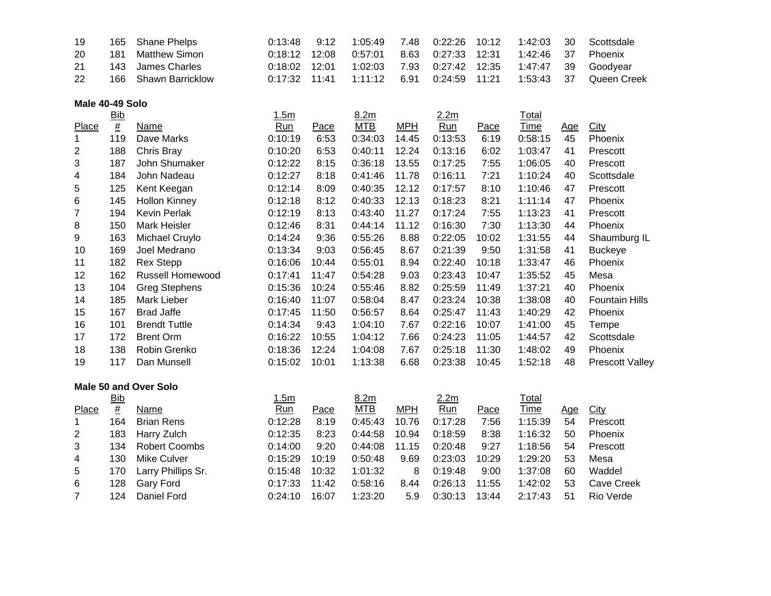| Place | Bib # | Name | 1.5m Run | Pace | 8.2m MTB | MPH | 2.2m Run | Pace | Total Time | Age | City |
|---|---|---|---|---|---|---|---|---|---|---|---|
| 19 | 165 | Shane Phelps | 0:13:48 | 9:12 | 1:05:49 | 7.48 | 0:22:26 | 10:12 | 1:42:03 | 30 | Scottsdale |
| 20 | 181 | Matthew Simon | 0:18:12 | 12:08 | 0:57:01 | 8.63 | 0:27:33 | 12:31 | 1:42:46 | 37 | Phoenix |
| 21 | 143 | James Charles | 0:18:02 | 12:01 | 1:02:03 | 7.93 | 0:27:42 | 12:35 | 1:47:47 | 39 | Goodyear |
| 22 | 166 | Shawn Barricklow | 0:17:32 | 11:41 | 1:11:12 | 6.91 | 0:24:59 | 11:21 | 1:53:43 | 37 | Queen Creek |

**Male 40-49 Solo**

| Place | Bib # | Name | 1.5m Run | Pace | 8.2m MTB | MPH | 2.2m Run | Pace | Total Time | Age | City |
|---|---|---|---|---|---|---|---|---|---|---|---|
| 1 | 119 | Dave Marks | 0:10:19 | 6:53 | 0:34:03 | 14.45 | 0:13:53 | 6:19 | 0:58:15 | 45 | Phoenix |
| 2 | 188 | Chris Bray | 0:10:20 | 6:53 | 0:40:11 | 12.24 | 0:13:16 | 6:02 | 1:03:47 | 41 | Prescott |
| 3 | 187 | John Shumaker | 0:12:22 | 8:15 | 0:36:18 | 13.55 | 0:17:25 | 7:55 | 1:06:05 | 40 | Prescott |
| 4 | 184 | John Nadeau | 0:12:27 | 8:18 | 0:41:46 | 11.78 | 0:16:11 | 7:21 | 1:10:24 | 40 | Scottsdale |
| 5 | 125 | Kent Keegan | 0:12:14 | 8:09 | 0:40:35 | 12.12 | 0:17:57 | 8:10 | 1:10:46 | 47 | Prescott |
| 6 | 145 | Hollon Kinney | 0:12:18 | 8:12 | 0:40:33 | 12.13 | 0:18:23 | 8:21 | 1:11:14 | 47 | Phoenix |
| 7 | 194 | Kevin Perlak | 0:12:19 | 8:13 | 0:43:40 | 11.27 | 0:17:24 | 7:55 | 1:13:23 | 41 | Prescott |
| 8 | 150 | Mark Heisler | 0:12:46 | 8:31 | 0:44:14 | 11.12 | 0:16:30 | 7:30 | 1:13:30 | 44 | Phoenix |
| 9 | 163 | Michael Cruylo | 0:14:24 | 9:36 | 0:55:26 | 8.88 | 0:22:05 | 10:02 | 1:31:55 | 44 | Shaumburg IL |
| 10 | 169 | Joel Medrano | 0:13:34 | 9:03 | 0:56:45 | 8.67 | 0:21:39 | 9:50 | 1:31:58 | 41 | Buckeye |
| 11 | 182 | Rex Stepp | 0:16:06 | 10:44 | 0:55:01 | 8.94 | 0:22:40 | 10:18 | 1:33:47 | 46 | Phoenix |
| 12 | 162 | Russell Homewood | 0:17:41 | 11:47 | 0:54:28 | 9.03 | 0:23:43 | 10:47 | 1:35:52 | 45 | Mesa |
| 13 | 104 | Greg Stephens | 0:15:36 | 10:24 | 0:55:46 | 8.82 | 0:25:59 | 11:49 | 1:37:21 | 40 | Phoenix |
| 14 | 185 | Mark Lieber | 0:16:40 | 11:07 | 0:58:04 | 8.47 | 0:23:24 | 10:38 | 1:38:08 | 40 | Fountain Hills |
| 15 | 167 | Brad Jaffe | 0:17:45 | 11:50 | 0:56:57 | 8.64 | 0:25:47 | 11:43 | 1:40:29 | 42 | Phoenix |
| 16 | 101 | Brendt Tuttle | 0:14:34 | 9:43 | 1:04:10 | 7.67 | 0:22:16 | 10:07 | 1:41:00 | 45 | Tempe |
| 17 | 172 | Brent Orm | 0:16:22 | 10:55 | 1:04:12 | 7.66 | 0:24:23 | 11:05 | 1:44:57 | 42 | Scottsdale |
| 18 | 138 | Robin Grenko | 0:18:36 | 12:24 | 1:04:08 | 7.67 | 0:25:18 | 11:30 | 1:48:02 | 49 | Phoenix |
| 19 | 117 | Dan Munsell | 0:15:02 | 10:01 | 1:13:38 | 6.68 | 0:23:38 | 10:45 | 1:52:18 | 48 | Prescott Valley |

**Male 50 and Over Solo**

| Place | Bib # | Name | 1.5m Run | Pace | 8.2m MTB | MPH | 2.2m Run | Pace | Total Time | Age | City |
|---|---|---|---|---|---|---|---|---|---|---|---|
| 1 | 164 | Brian Rens | 0:12:28 | 8:19 | 0:45:43 | 10.76 | 0:17:28 | 7:56 | 1:15:39 | 54 | Prescott |
| 2 | 183 | Harry Zulch | 0:12:35 | 8:23 | 0:44:58 | 10.94 | 0:18:59 | 8:38 | 1:16:32 | 50 | Phoenix |
| 3 | 134 | Robert Coombs | 0:14:00 | 9:20 | 0:44:08 | 11.15 | 0:20:48 | 9:27 | 1:18:56 | 54 | Prescott |
| 4 | 130 | Mike Culver | 0:15:29 | 10:19 | 0:50:48 | 9.69 | 0:23:03 | 10:29 | 1:29:20 | 53 | Mesa |
| 5 | 170 | Larry Phillips Sr. | 0:15:48 | 10:32 | 1:01:32 | 8 | 0:19:48 | 9:00 | 1:37:08 | 60 | Waddel |
| 6 | 128 | Gary Ford | 0:17:33 | 11:42 | 0:58:16 | 8.44 | 0:26:13 | 11:55 | 1:42:02 | 53 | Cave Creek |
| 7 | 124 | Daniel Ford | 0:24:10 | 16:07 | 1:23:20 | 5.9 | 0:30:13 | 13:44 | 2:17:43 | 51 | Rio Verde |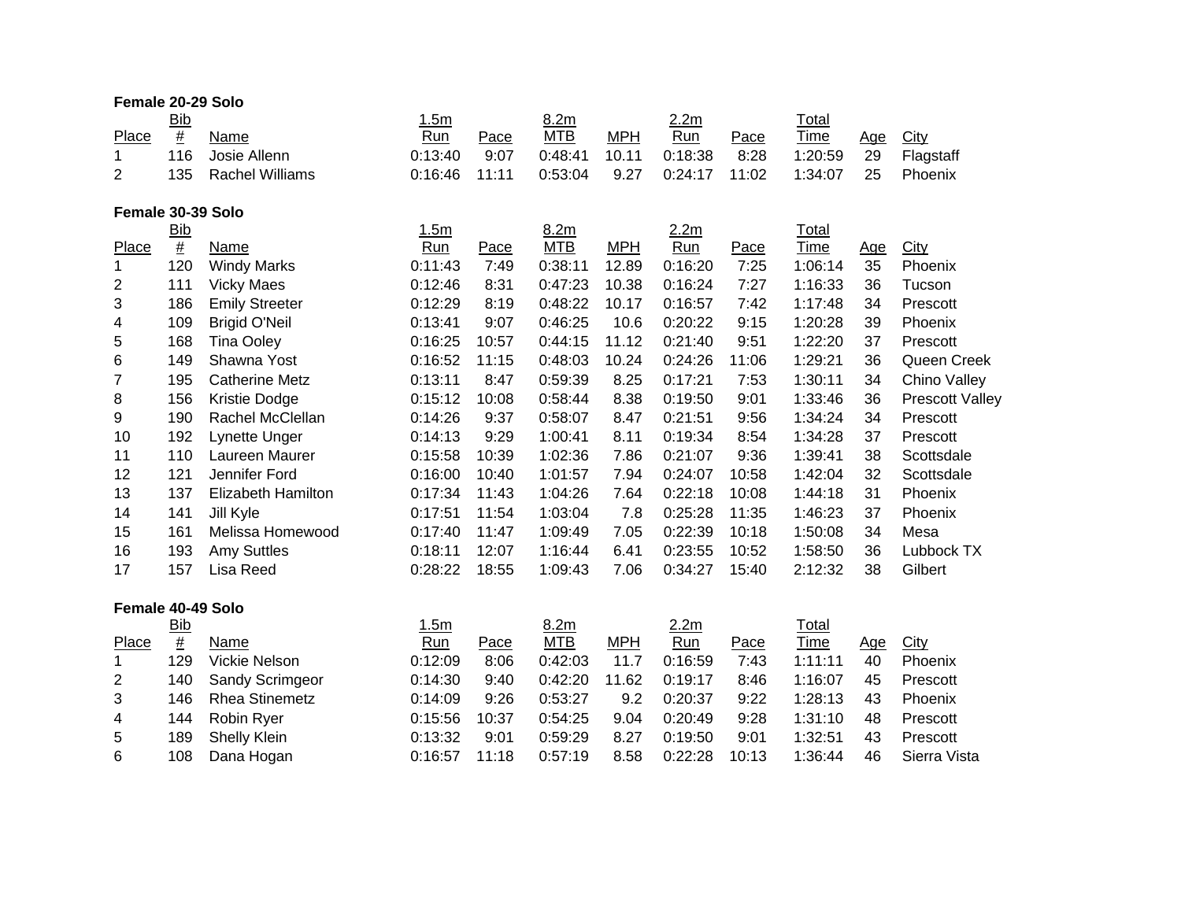**Female 20-29 Solo**

| Place | Bib # | Name | 1.5m Run | Pace | 8.2m MTB | MPH | 2.2m Run | Pace | Total Time | Age | City |
|---|---|---|---|---|---|---|---|---|---|---|---|
| 1 | 116 | Josie Allenn | 0:13:40 | 9:07 | 0:48:41 | 10.11 | 0:18:38 | 8:28 | 1:20:59 | 29 | Flagstaff |
| 2 | 135 | Rachel Williams | 0:16:46 | 11:11 | 0:53:04 | 9.27 | 0:24:17 | 11:02 | 1:34:07 | 25 | Phoenix |

**Female 30-39 Solo**

| Place | Bib # | Name | 1.5m Run | Pace | 8.2m MTB | MPH | 2.2m Run | Pace | Total Time | Age | City |
|---|---|---|---|---|---|---|---|---|---|---|---|
| 1 | 120 | Windy Marks | 0:11:43 | 7:49 | 0:38:11 | 12.89 | 0:16:20 | 7:25 | 1:06:14 | 35 | Phoenix |
| 2 | 111 | Vicky Maes | 0:12:46 | 8:31 | 0:47:23 | 10.38 | 0:16:24 | 7:27 | 1:16:33 | 36 | Tucson |
| 3 | 186 | Emily Streeter | 0:12:29 | 8:19 | 0:48:22 | 10.17 | 0:16:57 | 7:42 | 1:17:48 | 34 | Prescott |
| 4 | 109 | Brigid O'Neil | 0:13:41 | 9:07 | 0:46:25 | 10.6 | 0:20:22 | 9:15 | 1:20:28 | 39 | Phoenix |
| 5 | 168 | Tina Ooley | 0:16:25 | 10:57 | 0:44:15 | 11.12 | 0:21:40 | 9:51 | 1:22:20 | 37 | Prescott |
| 6 | 149 | Shawna Yost | 0:16:52 | 11:15 | 0:48:03 | 10.24 | 0:24:26 | 11:06 | 1:29:21 | 36 | Queen Creek |
| 7 | 195 | Catherine Metz | 0:13:11 | 8:47 | 0:59:39 | 8.25 | 0:17:21 | 7:53 | 1:30:11 | 34 | Chino Valley |
| 8 | 156 | Kristie Dodge | 0:15:12 | 10:08 | 0:58:44 | 8.38 | 0:19:50 | 9:01 | 1:33:46 | 36 | Prescott Valley |
| 9 | 190 | Rachel McClellan | 0:14:26 | 9:37 | 0:58:07 | 8.47 | 0:21:51 | 9:56 | 1:34:24 | 34 | Prescott |
| 10 | 192 | Lynette Unger | 0:14:13 | 9:29 | 1:00:41 | 8.11 | 0:19:34 | 8:54 | 1:34:28 | 37 | Prescott |
| 11 | 110 | Laureen Maurer | 0:15:58 | 10:39 | 1:02:36 | 7.86 | 0:21:07 | 9:36 | 1:39:41 | 38 | Scottsdale |
| 12 | 121 | Jennifer Ford | 0:16:00 | 10:40 | 1:01:57 | 7.94 | 0:24:07 | 10:58 | 1:42:04 | 32 | Scottsdale |
| 13 | 137 | Elizabeth Hamilton | 0:17:34 | 11:43 | 1:04:26 | 7.64 | 0:22:18 | 10:08 | 1:44:18 | 31 | Phoenix |
| 14 | 141 | Jill Kyle | 0:17:51 | 11:54 | 1:03:04 | 7.8 | 0:25:28 | 11:35 | 1:46:23 | 37 | Phoenix |
| 15 | 161 | Melissa Homewood | 0:17:40 | 11:47 | 1:09:49 | 7.05 | 0:22:39 | 10:18 | 1:50:08 | 34 | Mesa |
| 16 | 193 | Amy Suttles | 0:18:11 | 12:07 | 1:16:44 | 6.41 | 0:23:55 | 10:52 | 1:58:50 | 36 | Lubbock TX |
| 17 | 157 | Lisa Reed | 0:28:22 | 18:55 | 1:09:43 | 7.06 | 0:34:27 | 15:40 | 2:12:32 | 38 | Gilbert |

**Female 40-49 Solo**

| Place | Bib # | Name | 1.5m Run | Pace | 8.2m MTB | MPH | 2.2m Run | Pace | Total Time | Age | City |
|---|---|---|---|---|---|---|---|---|---|---|---|
| 1 | 129 | Vickie Nelson | 0:12:09 | 8:06 | 0:42:03 | 11.7 | 0:16:59 | 7:43 | 1:11:11 | 40 | Phoenix |
| 2 | 140 | Sandy Scrimgeor | 0:14:30 | 9:40 | 0:42:20 | 11.62 | 0:19:17 | 8:46 | 1:16:07 | 45 | Prescott |
| 3 | 146 | Rhea Stinemetz | 0:14:09 | 9:26 | 0:53:27 | 9.2 | 0:20:37 | 9:22 | 1:28:13 | 43 | Phoenix |
| 4 | 144 | Robin Ryer | 0:15:56 | 10:37 | 0:54:25 | 9.04 | 0:20:49 | 9:28 | 1:31:10 | 48 | Prescott |
| 5 | 189 | Shelly Klein | 0:13:32 | 9:01 | 0:59:29 | 8.27 | 0:19:50 | 9:01 | 1:32:51 | 43 | Prescott |
| 6 | 108 | Dana Hogan | 0:16:57 | 11:18 | 0:57:19 | 8.58 | 0:22:28 | 10:13 | 1:36:44 | 46 | Sierra Vista |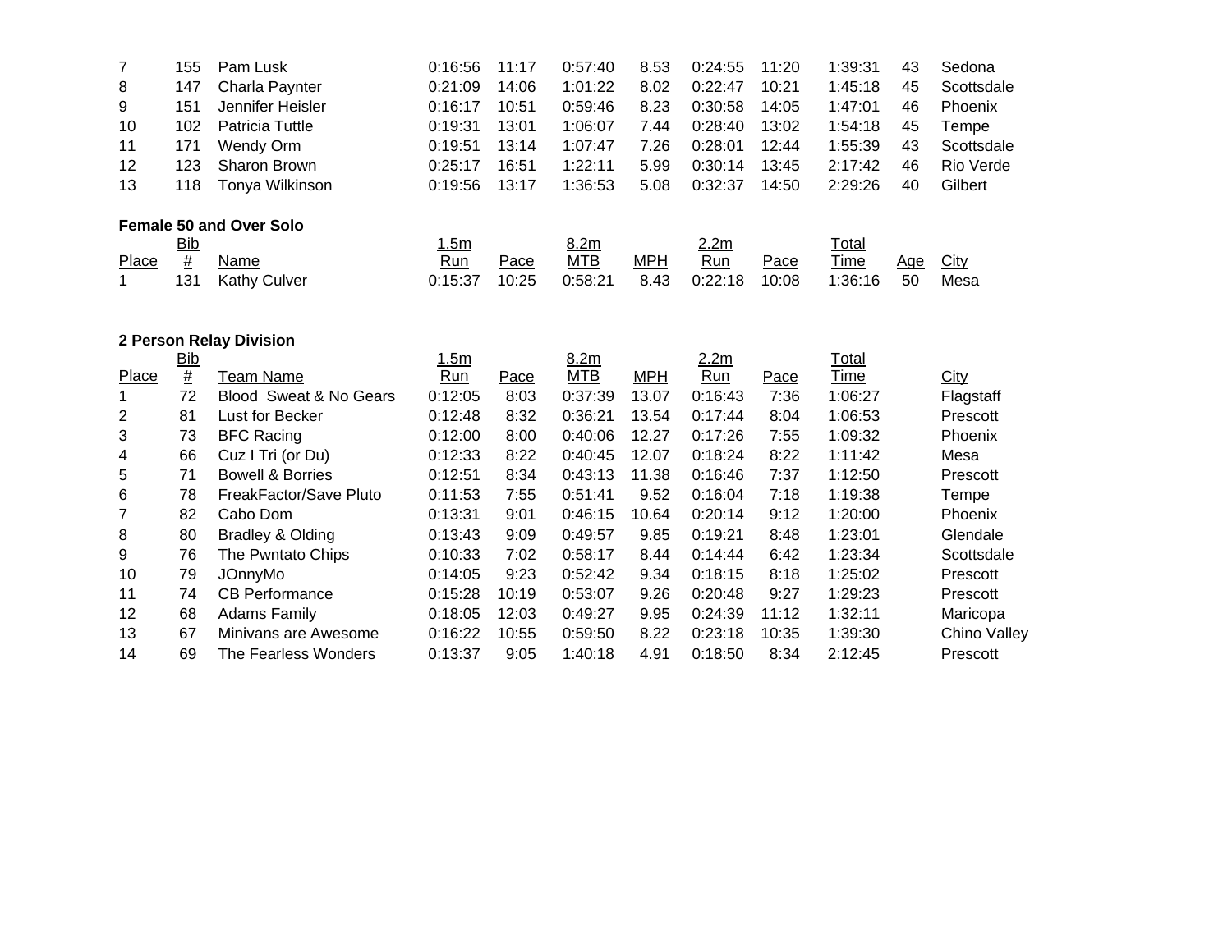| | | | | | | | | | | | |
|---|---|---|---|---|---|---|---|---|---|---|---|
| 7 | 155 | Pam Lusk | 0:16:56 | 11:17 | 0:57:40 | 8.53 | 0:24:55 | 11:20 | 1:39:31 | 43 | Sedona |
| 8 | 147 | Charla Paynter | 0:21:09 | 14:06 | 1:01:22 | 8.02 | 0:22:47 | 10:21 | 1:45:18 | 45 | Scottsdale |
| 9 | 151 | Jennifer Heisler | 0:16:17 | 10:51 | 0:59:46 | 8.23 | 0:30:58 | 14:05 | 1:47:01 | 46 | Phoenix |
| 10 | 102 | Patricia Tuttle | 0:19:31 | 13:01 | 1:06:07 | 7.44 | 0:28:40 | 13:02 | 1:54:18 | 45 | Tempe |
| 11 | 171 | Wendy Orm | 0:19:51 | 13:14 | 1:07:47 | 7.26 | 0:28:01 | 12:44 | 1:55:39 | 43 | Scottsdale |
| 12 | 123 | Sharon Brown | 0:25:17 | 16:51 | 1:22:11 | 5.99 | 0:30:14 | 13:45 | 2:17:42 | 46 | Rio Verde |
| 13 | 118 | Tonya Wilkinson | 0:19:56 | 13:17 | 1:36:53 | 5.08 | 0:32:37 | 14:50 | 2:29:26 | 40 | Gilbert |

**Female 50 and Over Solo**

| Place | Bib # | Name | 1.5m Run | Pace | 8.2m MTB | MPH | 2.2m Run | Pace | Total Time | Age | City |
|---|---|---|---|---|---|---|---|---|---|---|---|
| 1 | 131 | Kathy Culver | 0:15:37 | 10:25 | 0:58:21 | 8.43 | 0:22:18 | 10:08 | 1:36:16 | 50 | Mesa |

**2 Person Relay Division**

| Place | Bib # | Team Name | 1.5m Run | Pace | 8.2m MTB | MPH | 2.2m Run | Pace | Total Time | City |
|---|---|---|---|---|---|---|---|---|---|---|
| 1 | 72 | Blood Sweat & No Gears | 0:12:05 | 8:03 | 0:37:39 | 13.07 | 0:16:43 | 7:36 | 1:06:27 | Flagstaff |
| 2 | 81 | Lust for Becker | 0:12:48 | 8:32 | 0:36:21 | 13.54 | 0:17:44 | 8:04 | 1:06:53 | Prescott |
| 3 | 73 | BFC Racing | 0:12:00 | 8:00 | 0:40:06 | 12.27 | 0:17:26 | 7:55 | 1:09:32 | Phoenix |
| 4 | 66 | Cuz I Tri (or Du) | 0:12:33 | 8:22 | 0:40:45 | 12.07 | 0:18:24 | 8:22 | 1:11:42 | Mesa |
| 5 | 71 | Bowell & Borries | 0:12:51 | 8:34 | 0:43:13 | 11.38 | 0:16:46 | 7:37 | 1:12:50 | Prescott |
| 6 | 78 | FreakFactor/Save Pluto | 0:11:53 | 7:55 | 0:51:41 | 9.52 | 0:16:04 | 7:18 | 1:19:38 | Tempe |
| 7 | 82 | Cabo Dom | 0:13:31 | 9:01 | 0:46:15 | 10.64 | 0:20:14 | 9:12 | 1:20:00 | Phoenix |
| 8 | 80 | Bradley & Olding | 0:13:43 | 9:09 | 0:49:57 | 9.85 | 0:19:21 | 8:48 | 1:23:01 | Glendale |
| 9 | 76 | The Pwntato Chips | 0:10:33 | 7:02 | 0:58:17 | 8.44 | 0:14:44 | 6:42 | 1:23:34 | Scottsdale |
| 10 | 79 | JOnnyMo | 0:14:05 | 9:23 | 0:52:42 | 9.34 | 0:18:15 | 8:18 | 1:25:02 | Prescott |
| 11 | 74 | CB Performance | 0:15:28 | 10:19 | 0:53:07 | 9.26 | 0:20:48 | 9:27 | 1:29:23 | Prescott |
| 12 | 68 | Adams Family | 0:18:05 | 12:03 | 0:49:27 | 9.95 | 0:24:39 | 11:12 | 1:32:11 | Maricopa |
| 13 | 67 | Minivans are Awesome | 0:16:22 | 10:55 | 0:59:50 | 8.22 | 0:23:18 | 10:35 | 1:39:30 | Chino Valley |
| 14 | 69 | The Fearless Wonders | 0:13:37 | 9:05 | 1:40:18 | 4.91 | 0:18:50 | 8:34 | 2:12:45 | Prescott |